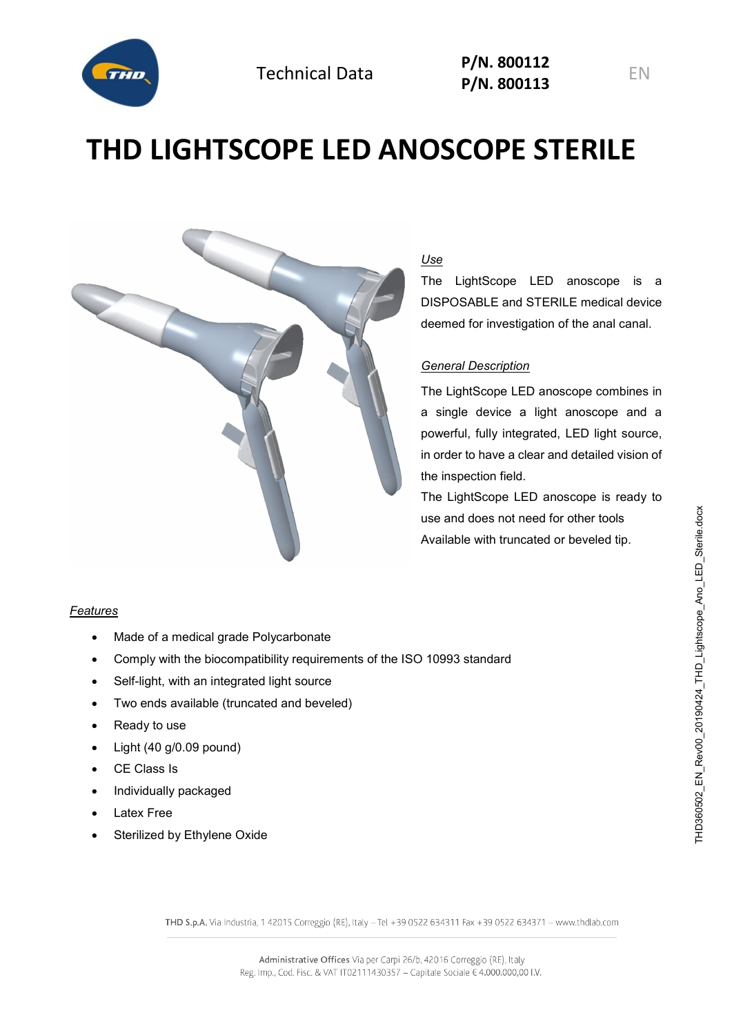Technical Data

**P/N. 800112**
**P/N. 800113**

EN

# THD LIGHTSCOPE LED ANOSCOPE STERILE

*Use*

The LightScope LED anoscope is a DISPOSABLE and STERILE medical device deemed for investigation of the anal canal.

*General Description*

The LightScope LED anoscope combines in a single device a light anoscope and a powerful, fully integrated, LED light source, in order to have a clear and detailed vision of the inspection field.

The LightScope LED anoscope is ready to use and does not need for other tools

Available with truncated or beveled tip.

*Features*

- Made of a medical grade Polycarbonate
- Comply with the biocompatibility requirements of the ISO 10993 standard
- Self-light, with an integrated light source
- Two ends available (truncated and beveled)
- Ready to use
- Light (40 g/0.09 pound)
- CE Class Is
- Individually packaged
- Latex Free
- Sterilized by Ethylene Oxide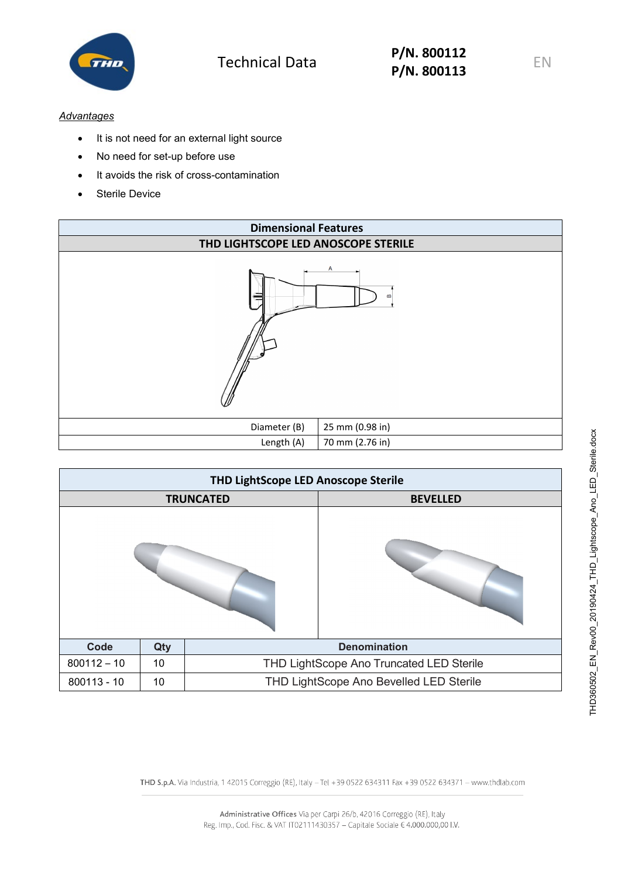Technical Data

**P/N. 800112**
**P/N. 800113**

EN

*Advantages*

- It is not need for an external light source
- No need for set-up before use
- It avoids the risk of cross-contamination
- Sterile Device

| Dimensional Features | |
|---|---|
| THD LIGHTSCOPE LED ANOSCOPE STERILE | |
| Diameter (B) | 25 mm (0.98 in) |
| Length (A) | 70 mm (2.76 in) |

A

B

| THD LightScope LED Anoscope Sterile | | |
|---|---|---|
| TRUNCATED | | BEVELLED |
| Code | Qty | Denomination |
| 800112 – 10 | 10 | THD LightScope Ano Truncated LED Sterile |
| 800113 - 10 | 10 | THD LightScope Ano Bevelled LED Sterile |

THD360502_EN_Rev00_20190424_THD_Lightscope_Ano_LED_Sterile.docx

THD S.p.A. Via Industria, 1 42015 Correggio (RE), Italy – Tel +39 0522 634311 Fax +39 0522 634371 – www.thdlab.com

Administrative Offices Via per Carpi 26/b, 42016 Correggio (RE), Italy
Reg. Imp., Cod. Fisc. & VAT IT02111430357 – Capitale Sociale € 4.000.000,00 I.V.